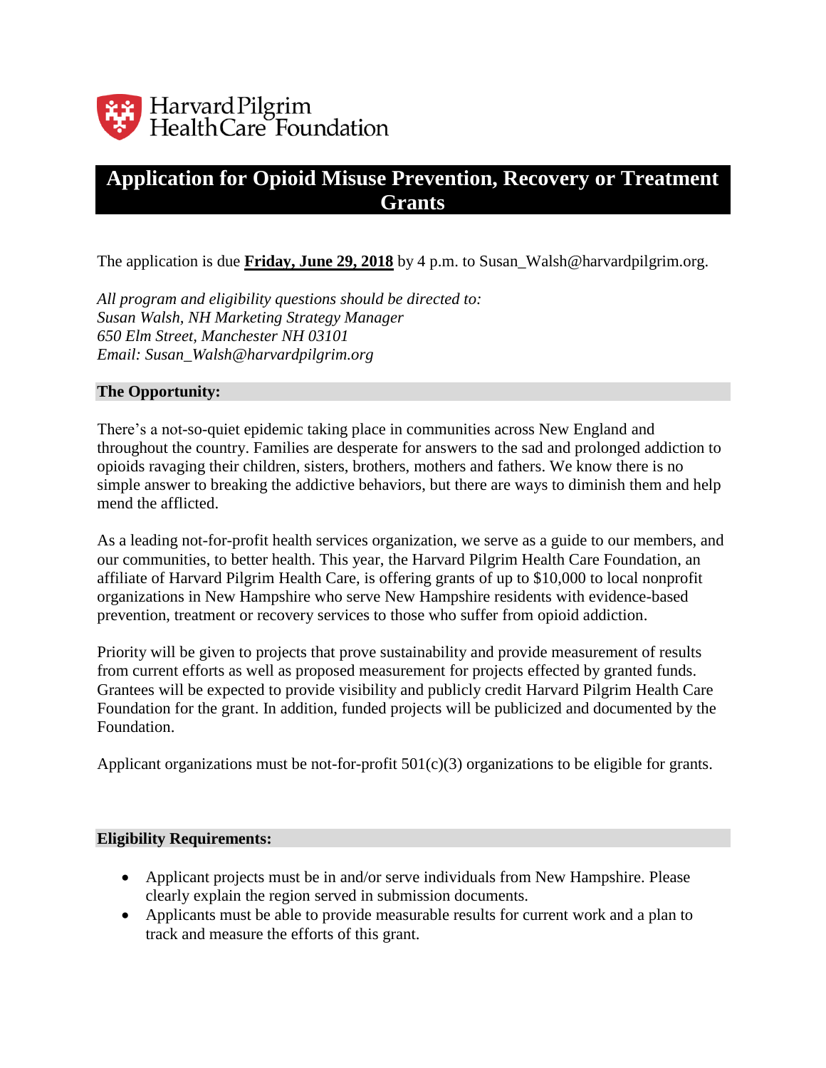Harvard Pilgrim
HealthCare Foundation

# Application for Opioid Misuse Prevention, Recovery or Treatment Grants

The application is due **Friday, June 29, 2018** by 4 p.m. to Susan_Walsh@harvardpilgrim.org.

*All program and eligibility questions should be directed to:*
*Susan Walsh, NH Marketing Strategy Manager*
*650 Elm Street, Manchester NH 03101*
*Email: Susan_Walsh@harvardpilgrim.org*

## The Opportunity:

There's a not-so-quiet epidemic taking place in communities across New England and throughout the country. Families are desperate for answers to the sad and prolonged addiction to opioids ravaging their children, sisters, brothers, mothers and fathers. We know there is no simple answer to breaking the addictive behaviors, but there are ways to diminish them and help mend the afflicted.

As a leading not-for-profit health services organization, we serve as a guide to our members, and our communities, to better health. This year, the Harvard Pilgrim Health Care Foundation, an affiliate of Harvard Pilgrim Health Care, is offering grants of up to $10,000 to local nonprofit organizations in New Hampshire who serve New Hampshire residents with evidence-based prevention, treatment or recovery services to those who suffer from opioid addiction.

Priority will be given to projects that prove sustainability and provide measurement of results from current efforts as well as proposed measurement for projects effected by granted funds. Grantees will be expected to provide visibility and publicly credit Harvard Pilgrim Health Care Foundation for the grant. In addition, funded projects will be publicized and documented by the Foundation.

Applicant organizations must be not-for-profit 501(c)(3) organizations to be eligible for grants.

## Eligibility Requirements:

- Applicant projects must be in and/or serve individuals from New Hampshire. Please clearly explain the region served in submission documents.
- Applicants must be able to provide measurable results for current work and a plan to track and measure the efforts of this grant.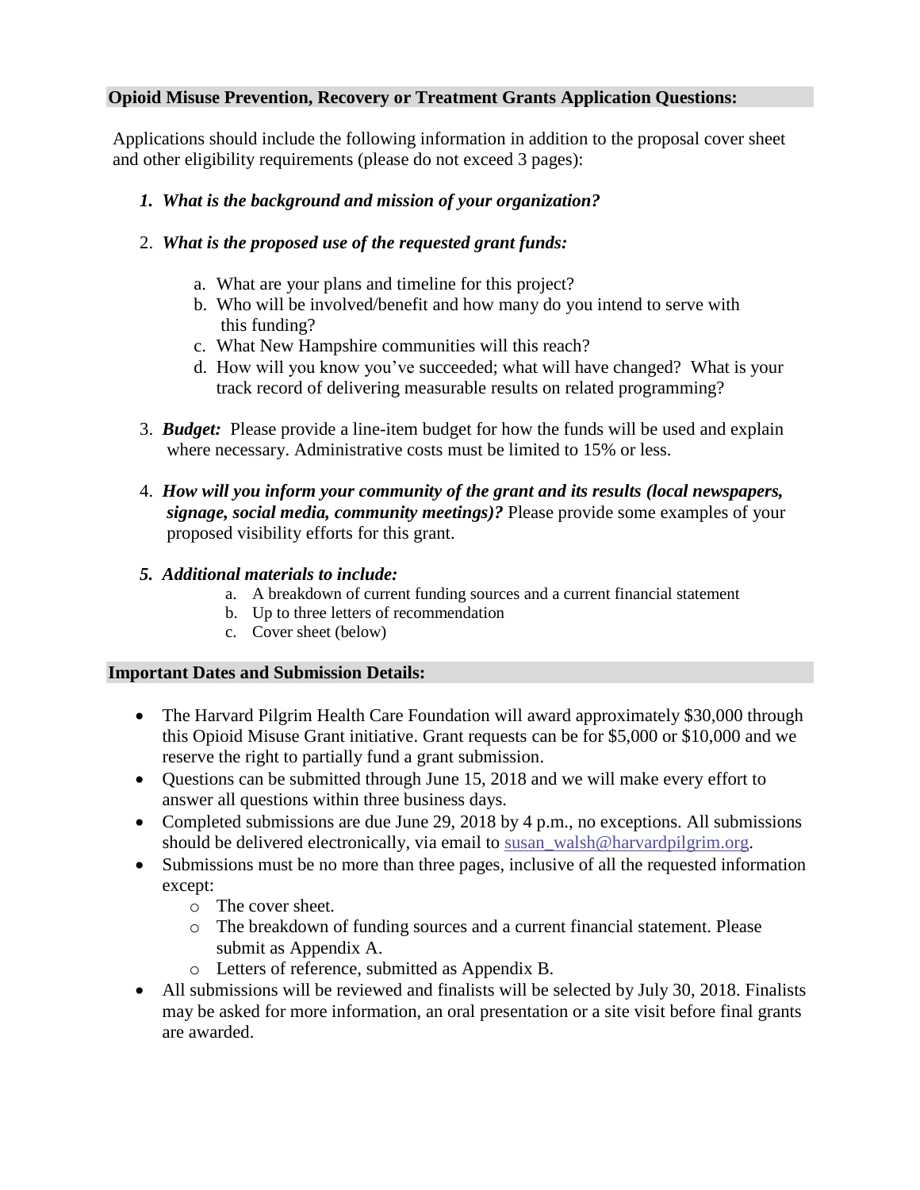## Opioid Misuse Prevention, Recovery or Treatment Grants Application Questions:

Applications should include the following information in addition to the proposal cover sheet and other eligibility requirements (please do not exceed 3 pages):

1. ***What is the background and mission of your organization?***

2. ***What is the proposed use of the requested grant funds:***

   a. What are your plans and timeline for this project?
   b. Who will be involved/benefit and how many do you intend to serve with this funding?
   c. What New Hampshire communities will this reach?
   d. How will you know you've succeeded; what will have changed? What is your track record of delivering measurable results on related programming?

3. ***Budget:*** Please provide a line-item budget for how the funds will be used and explain where necessary. Administrative costs must be limited to 15% or less.

4. ***How will you inform your community of the grant and its results (local newspapers, signage, social media, community meetings)?*** Please provide some examples of your proposed visibility efforts for this grant.

5. ***Additional materials to include:***
   a. A breakdown of current funding sources and a current financial statement
   b. Up to three letters of recommendation
   c. Cover sheet (below)

## Important Dates and Submission Details:

- The Harvard Pilgrim Health Care Foundation will award approximately $30,000 through this Opioid Misuse Grant initiative. Grant requests can be for $5,000 or $10,000 and we reserve the right to partially fund a grant submission.
- Questions can be submitted through June 15, 2018 and we will make every effort to answer all questions within three business days.
- Completed submissions are due June 29, 2018 by 4 p.m., no exceptions. All submissions should be delivered electronically, via email to susan_walsh@harvardpilgrim.org.
- Submissions must be no more than three pages, inclusive of all the requested information except:
  - The cover sheet.
  - The breakdown of funding sources and a current financial statement. Please submit as Appendix A.
  - Letters of reference, submitted as Appendix B.
- All submissions will be reviewed and finalists will be selected by July 30, 2018. Finalists may be asked for more information, an oral presentation or a site visit before final grants are awarded.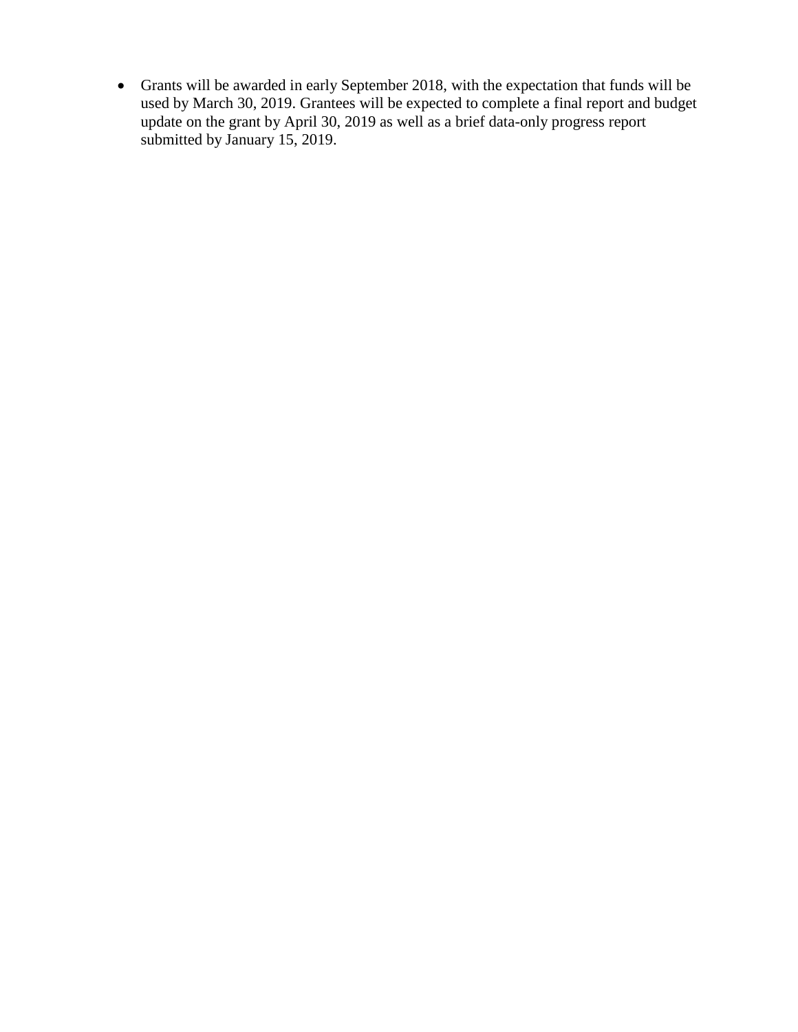- Grants will be awarded in early September 2018, with the expectation that funds will be used by March 30, 2019. Grantees will be expected to complete a final report and budget update on the grant by April 30, 2019 as well as a brief data-only progress report submitted by January 15, 2019.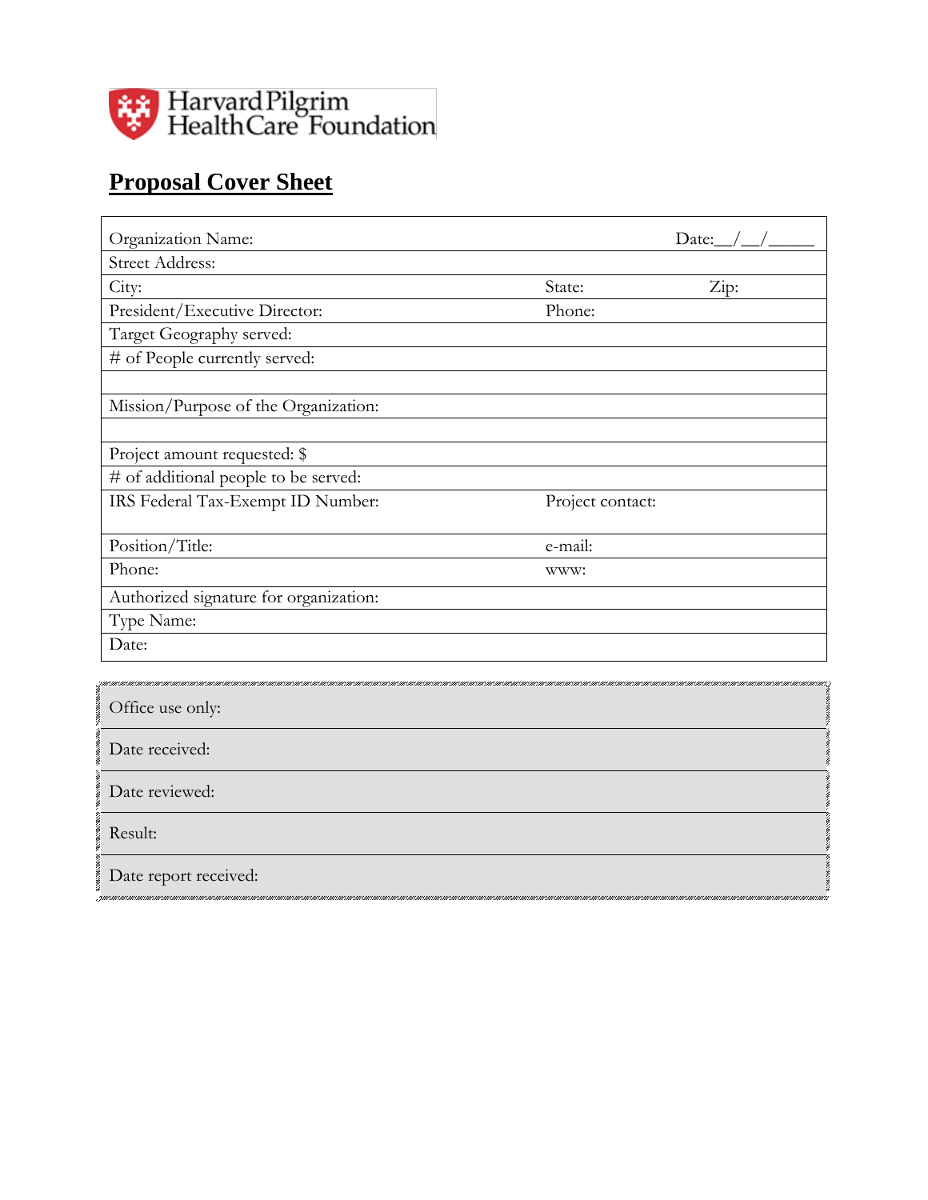Harvard Pilgrim Health Care Foundation

# Proposal Cover Sheet

| | | |
|---|---|---|
| Organization Name: | | Date:__/__/_____ |
| Street Address: | | |
| City: | State: | Zip: |
| President/Executive Director: | Phone: | |
| Target Geography served: | | |
| # of People currently served: | | |
| | | |
| Mission/Purpose of the Organization: | | |
| | | |
| Project amount requested: $ | | |
| # of additional people to be served: | | |
| IRS Federal Tax-Exempt ID Number: | Project contact: | |
| Position/Title: | e-mail: | |
| Phone: | www: | |
| Authorized signature for organization: | | |
| Type Name: | | |
| Date: | | |

| |
|---|
| Office use only: |
| Date received: |
| Date reviewed: |
| Result: |
| Date report received: |